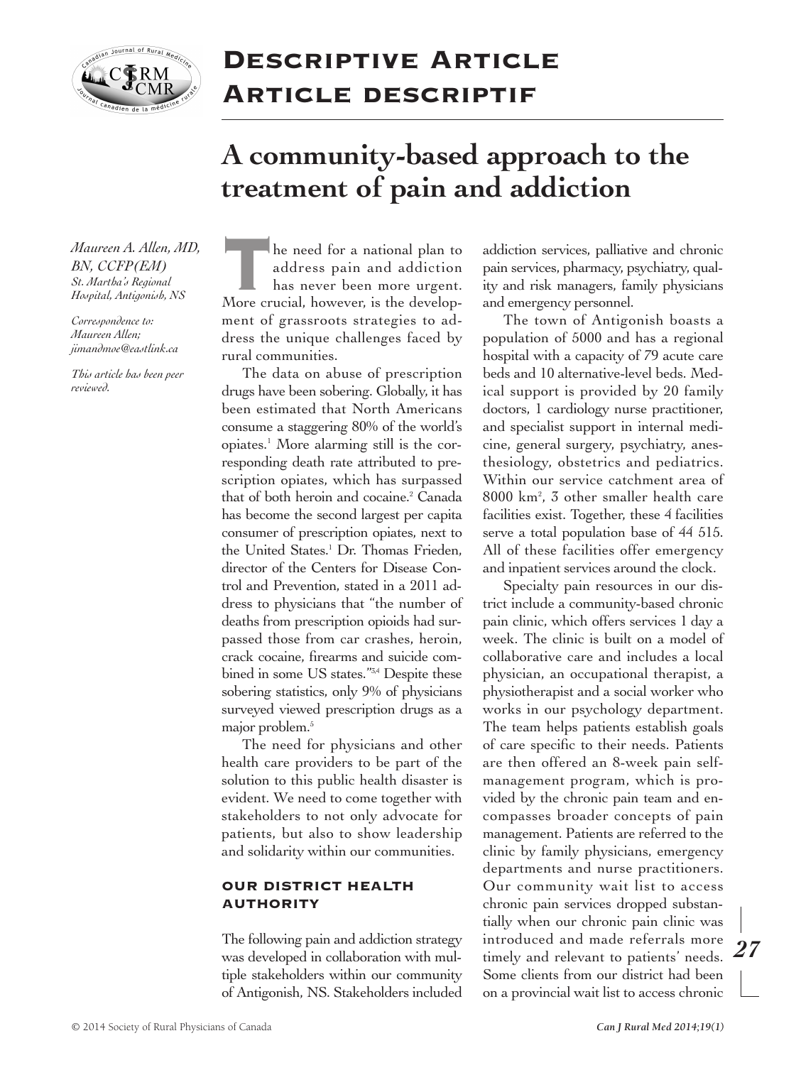# Descriptive Article
# Article descriptif

## A community-based approach to the treatment of pain and addiction

*Maureen A. Allen, MD, BN, CCFP(EM)*
*St. Martha's Regional Hospital, Antigonish, NS*

*Correspondence to: Maureen Allen; jimandmoe@eastlink.ca*

*This article has been peer reviewed.*

The need for a national plan to address pain and addiction has never been more urgent. More crucial, however, is the development of grassroots strategies to address the unique challenges faced by rural communities.

The data on abuse of prescription drugs have been sobering. Globally, it has been estimated that North Americans consume a staggering 80% of the world's opiates.[1] More alarming still is the corresponding death rate attributed to prescription opiates, which has surpassed that of both heroin and cocaine.[2] Canada has become the second largest per capita consumer of prescription opiates, next to the United States.[1] Dr. Thomas Frieden, director of the Centers for Disease Control and Prevention, stated in a 2011 address to physicians that "the number of deaths from prescription opioids had surpassed those from car crashes, heroin, crack cocaine, firearms and suicide combined in some US states."[3,4] Despite these sobering statistics, only 9% of physicians surveyed viewed prescription drugs as a major problem.[5]

The need for physicians and other health care providers to be part of the solution to this public health disaster is evident. We need to come together with stakeholders to not only advocate for patients, but also to show leadership and solidarity within our communities.

### Our district health authority

The following pain and addiction strategy was developed in collaboration with multiple stakeholders within our community of Antigonish, NS. Stakeholders included addiction services, palliative and chronic pain services, pharmacy, psychiatry, quality and risk managers, family physicians and emergency personnel.

The town of Antigonish boasts a population of 5000 and has a regional hospital with a capacity of 79 acute care beds and 10 alternative-level beds. Medical support is provided by 20 family doctors, 1 cardiology nurse practitioner, and specialist support in internal medicine, general surgery, psychiatry, anesthesiology, obstetrics and pediatrics. Within our service catchment area of 8000 km$^2$, 3 other smaller health care facilities exist. Together, these 4 facilities serve a total population base of 44 515. All of these facilities offer emergency and inpatient services around the clock.

Specialty pain resources in our district include a community-based chronic pain clinic, which offers services 1 day a week. The clinic is built on a model of collaborative care and includes a local physician, an occupational therapist, a physiotherapist and a social worker who works in our psychology department. The team helps patients establish goals of care specific to their needs. Patients are then offered an 8-week pain self-management program, which is provided by the chronic pain team and encompasses broader concepts of pain management. Patients are referred to the clinic by family physicians, emergency departments and nurse practitioners. Our community wait list to access chronic pain services dropped substantially when our chronic pain clinic was introduced and made referrals more timely and relevant to patients' needs. Some clients from our district had been on a provincial wait list to access chronic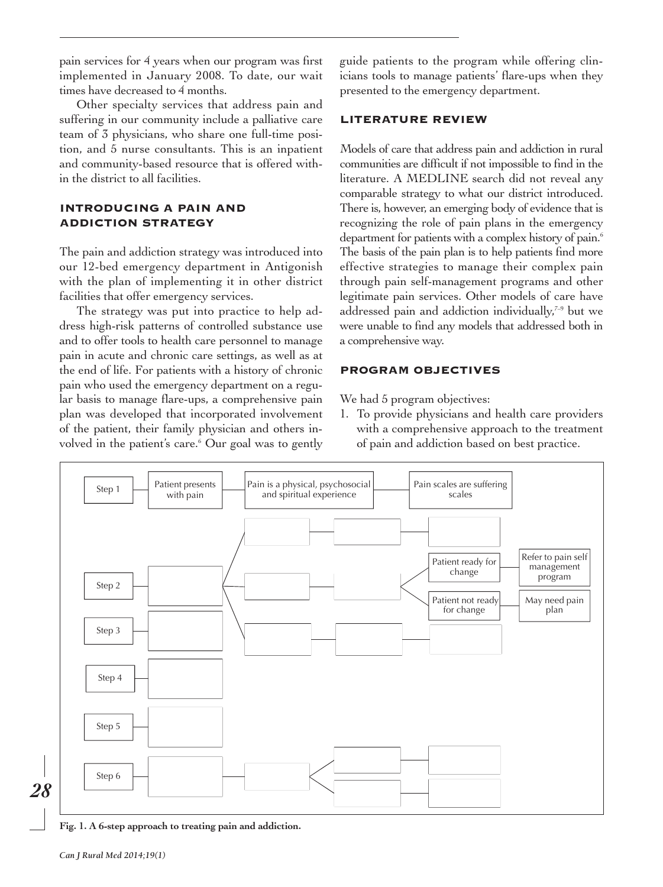pain services for 4 years when our program was first implemented in January 2008. To date, our wait times have decreased to 4 months.

Other specialty services that address pain and suffering in our community include a palliative care team of 3 physicians, who share one full-time position, and 5 nurse consultants. This is an inpatient and community-based resource that is offered within the district to all facilities.

## INTRODUCING A PAIN AND ADDICTION STRATEGY

The pain and addiction strategy was introduced into our 12-bed emergency department in Antigonish with the plan of implementing it in other district facilities that offer emergency services.

The strategy was put into practice to help address high-risk patterns of controlled substance use and to offer tools to health care personnel to manage pain in acute and chronic care settings, as well as at the end of life. For patients with a history of chronic pain who used the emergency department on a regular basis to manage flare-ups, a comprehensive pain plan was developed that incorporated involvement of the patient, their family physician and others involved in the patient's care.[6] Our goal was to gently guide patients to the program while offering clinicians tools to manage patients' flare-ups when they presented to the emergency department.

## LITERATURE REVIEW

Models of care that address pain and addiction in rural communities are difficult if not impossible to find in the literature. A MEDLINE search did not reveal any comparable strategy to what our district introduced. There is, however, an emerging body of evidence that is recognizing the role of pain plans in the emergency department for patients with a complex history of pain.[6] The basis of the pain plan is to help patients find more effective strategies to manage their complex pain through pain self-management programs and other legitimate pain services. Other models of care have addressed pain and addiction individually,[7–9] but we were unable to find any models that addressed both in a comprehensive way.

## PROGRAM OBJECTIVES

We had 5 program objectives:

1. To provide physicians and health care providers with a comprehensive approach to the treatment of pain and addiction based on best practice.

Step 1 — Patient presents with pain — Pain is a physical, psychosocial and spiritual experience — Pain scales are suffering scales

Step 2 — Patient ready for change — Refer to pain self management program

Patient not ready for change — May need pain plan

Step 3

Step 4

Step 5

Step 6

**Fig. 1. A 6-step approach to treating pain and addiction.**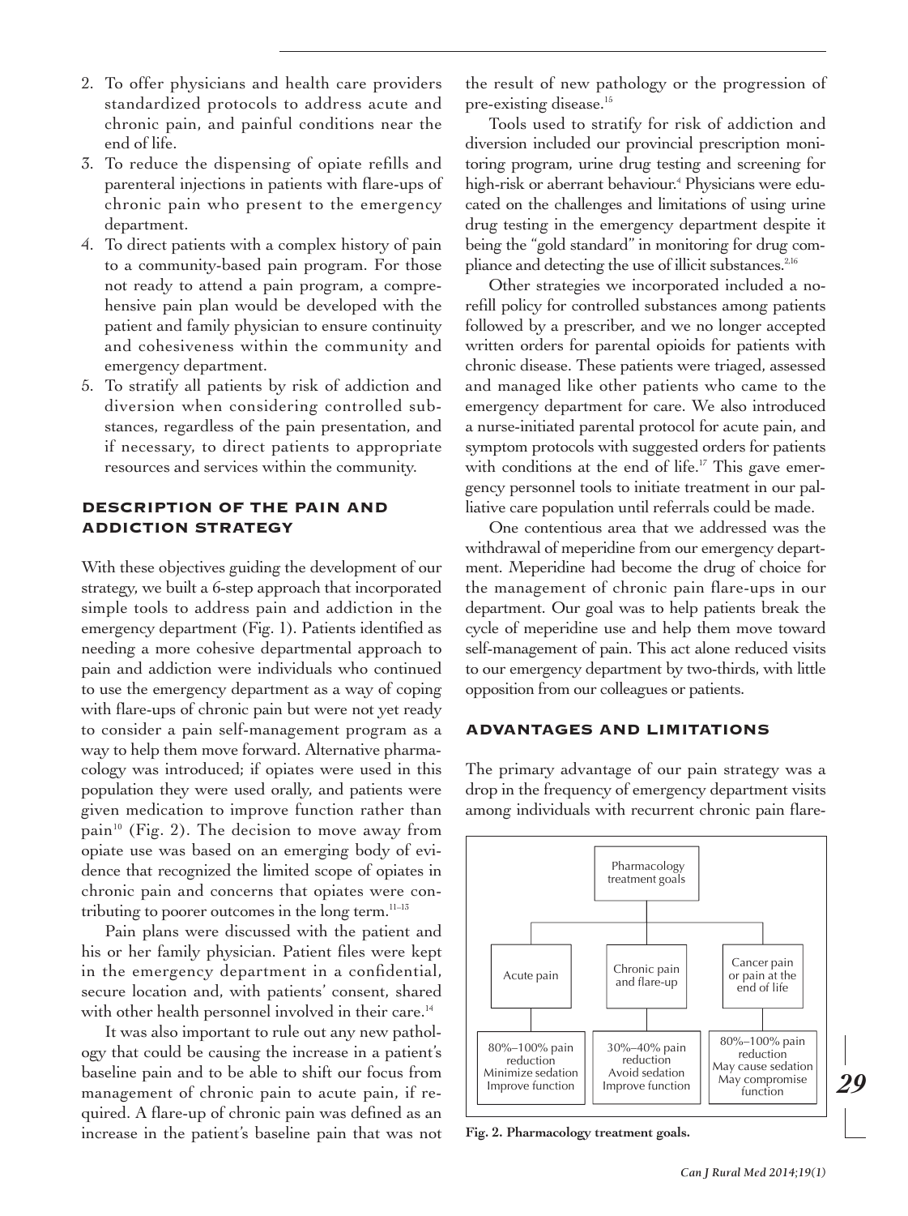2. To offer physicians and health care providers standardized protocols to address acute and chronic pain, and painful conditions near the end of life.
3. To reduce the dispensing of opiate refills and parenteral injections in patients with flare-ups of chronic pain who present to the emergency department.
4. To direct patients with a complex history of pain to a community-based pain program. For those not ready to attend a pain program, a comprehensive pain plan would be developed with the patient and family physician to ensure continuity and cohesiveness within the community and emergency department.
5. To stratify all patients by risk of addiction and diversion when considering controlled substances, regardless of the pain presentation, and if necessary, to direct patients to appropriate resources and services within the community.

## DESCRIPTION OF THE PAIN AND ADDICTION STRATEGY

With these objectives guiding the development of our strategy, we built a 6-step approach that incorporated simple tools to address pain and addiction in the emergency department (Fig. 1). Patients identified as needing a more cohesive departmental approach to pain and addiction were individuals who continued to use the emergency department as a way of coping with flare-ups of chronic pain but were not yet ready to consider a pain self-management program as a way to help them move forward. Alternative pharmacology was introduced; if opiates were used in this population they were used orally, and patients were given medication to improve function rather than pain[10] (Fig. 2). The decision to move away from opiate use was based on an emerging body of evidence that recognized the limited scope of opiates in chronic pain and concerns that opiates were contributing to poorer outcomes in the long term.[11–13]

Pain plans were discussed with the patient and his or her family physician. Patient files were kept in the emergency department in a confidential, secure location and, with patients' consent, shared with other health personnel involved in their care.[14]

It was also important to rule out any new pathology that could be causing the increase in a patient's baseline pain and to be able to shift our focus from management of chronic pain to acute pain, if required. A flare-up of chronic pain was defined as an increase in the patient's baseline pain that was not the result of new pathology or the progression of pre-existing disease.[15]

Tools used to stratify for risk of addiction and diversion included our provincial prescription monitoring program, urine drug testing and screening for high-risk or aberrant behaviour.[4] Physicians were educated on the challenges and limitations of using urine drug testing in the emergency department despite it being the "gold standard" in monitoring for drug compliance and detecting the use of illicit substances.[2,16]

Other strategies we incorporated included a no-refill policy for controlled substances among patients followed by a prescriber, and we no longer accepted written orders for parental opioids for patients with chronic disease. These patients were triaged, assessed and managed like other patients who came to the emergency department for care. We also introduced a nurse-initiated parental protocol for acute pain, and symptom protocols with suggested orders for patients with conditions at the end of life.[17] This gave emergency personnel tools to initiate treatment in our palliative care population until referrals could be made.

One contentious area that we addressed was the withdrawal of meperidine from our emergency department. Meperidine had become the drug of choice for the management of chronic pain flare-ups in our department. Our goal was to help patients break the cycle of meperidine use and help them move toward self-management of pain. This act alone reduced visits to our emergency department by two-thirds, with little opposition from our colleagues or patients.

## ADVANTAGES AND LIMITATIONS

The primary advantage of our pain strategy was a drop in the frequency of emergency department visits among individuals with recurrent chronic pain flare-

Pharmacology treatment goals

| Acute pain | Chronic pain and flare-up | Cancer pain or pain at the end of life |
|---|---|---|
| 80%–100% pain reduction<br>Minimize sedation<br>Improve function | 30%–40% pain reduction<br>Avoid sedation<br>Improve function | 80%–100% pain reduction<br>May cause sedation<br>May compromise function |

**Fig. 2. Pharmacology treatment goals.**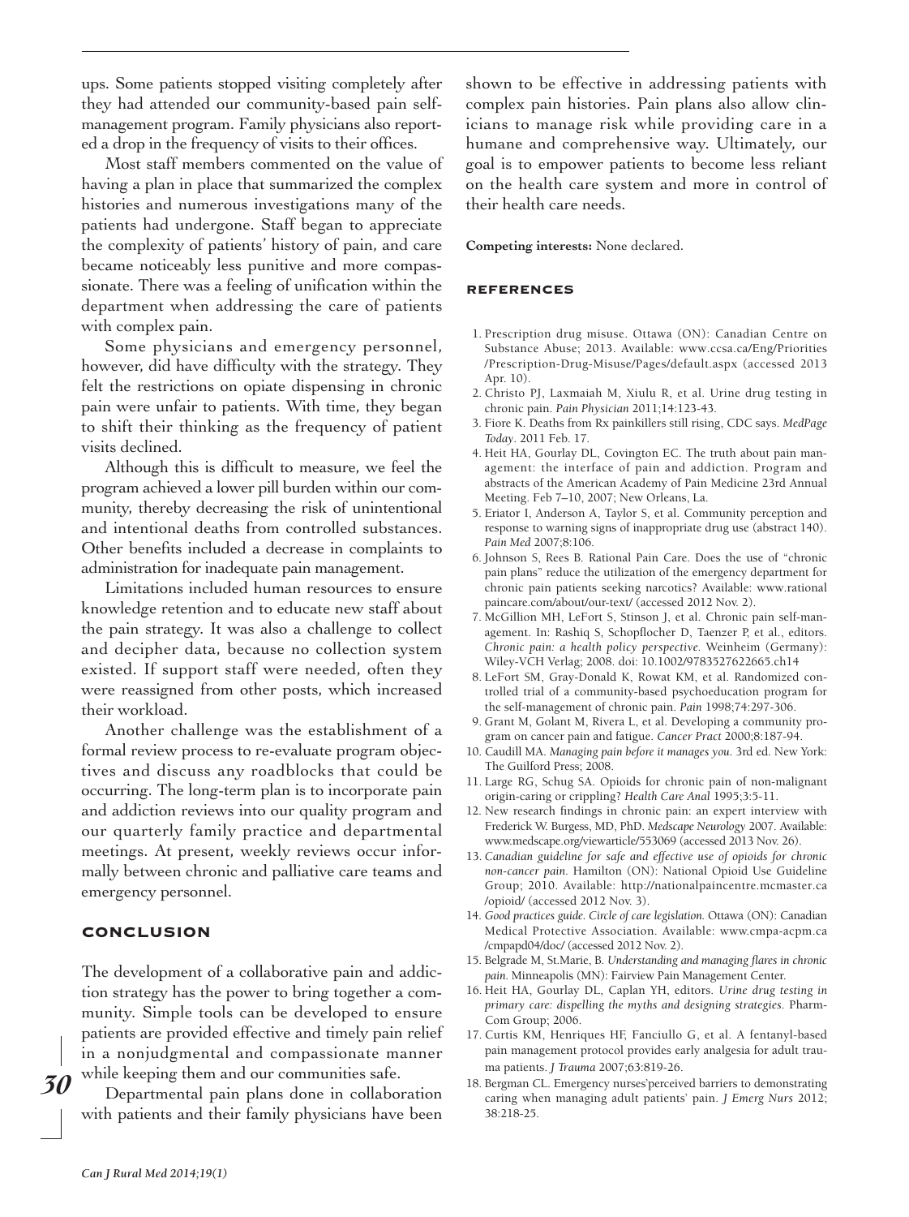ups. Some patients stopped visiting completely after they had attended our community-based pain self-management program. Family physicians also reported a drop in the frequency of visits to their offices.

Most staff members commented on the value of having a plan in place that summarized the complex histories and numerous investigations many of the patients had undergone. Staff began to appreciate the complexity of patients' history of pain, and care became noticeably less punitive and more compassionate. There was a feeling of unification within the department when addressing the care of patients with complex pain.

Some physicians and emergency personnel, however, did have difficulty with the strategy. They felt the restrictions on opiate dispensing in chronic pain were unfair to patients. With time, they began to shift their thinking as the frequency of patient visits declined.

Although this is difficult to measure, we feel the program achieved a lower pill burden within our community, thereby decreasing the risk of unintentional and intentional deaths from controlled substances. Other benefits included a decrease in complaints to administration for inadequate pain management.

Limitations included human resources to ensure knowledge retention and to educate new staff about the pain strategy. It was also a challenge to collect and decipher data, because no collection system existed. If support staff were needed, often they were reassigned from other posts, which increased their workload.

Another challenge was the establishment of a formal review process to re-evaluate program objectives and discuss any roadblocks that could be occurring. The long-term plan is to incorporate pain and addiction reviews into our quality program and our quarterly family practice and departmental meetings. At present, weekly reviews occur informally between chronic and palliative care teams and emergency personnel.

## CONCLUSION

The development of a collaborative pain and addiction strategy has the power to bring together a community. Simple tools can be developed to ensure patients are provided effective and timely pain relief in a nonjudgmental and compassionate manner while keeping them and our communities safe.

Departmental pain plans done in collaboration with patients and their family physicians have been shown to be effective in addressing patients with complex pain histories. Pain plans also allow clinicians to manage risk while providing care in a humane and comprehensive way. Ultimately, our goal is to empower patients to become less reliant on the health care system and more in control of their health care needs.

**Competing interests:** None declared.

## REFERENCES

1. Prescription drug misuse. Ottawa (ON): Canadian Centre on Substance Abuse; 2013. Available: www.ccsa.ca/Eng/Priorities/Prescription-Drug-Misuse/Pages/default.aspx (accessed 2013 Apr. 10).
2. Christo PJ, Laxmaiah M, Xiulu R, et al. Urine drug testing in chronic pain. *Pain Physician* 2011;14:123-43.
3. Fiore K. Deaths from Rx painkillers still rising, CDC says. *MedPage Today*. 2011 Feb. 17.
4. Heit HA, Gourlay DL, Covington EC. The truth about pain management: the interface of pain and addiction. Program and abstracts of the American Academy of Pain Medicine 23rd Annual Meeting. Feb 7–10, 2007; New Orleans, La.
5. Eriator I, Anderson A, Taylor S, et al. Community perception and response to warning signs of inappropriate drug use (abstract 140). *Pain Med* 2007;8:106.
6. Johnson S, Rees B. Rational Pain Care. Does the use of "chronic pain plans" reduce the utilization of the emergency department for chronic pain patients seeking narcotics? Available: www.rationalpaincare.com/about/our-text/ (accessed 2012 Nov. 2).
7. McGillion MH, LeFort S, Stinson J, et al. Chronic pain self-management. In: Rashiq S, Schopflocher D, Taenzer P, et al., editors. *Chronic pain: a health policy perspective.* Weinheim (Germany): Wiley-VCH Verlag; 2008. doi: 10.1002/9783527622665.ch14
8. LeFort SM, Gray-Donald K, Rowat KM, et al. Randomized controlled trial of a community-based psychoeducation program for the self-management of chronic pain. *Pain* 1998;74:297-306.
9. Grant M, Golant M, Rivera L, et al. Developing a community program on cancer pain and fatigue. *Cancer Pract* 2000;8:187-94.
10. Caudill MA. *Managing pain before it manages you.* 3rd ed. New York: The Guilford Press; 2008.
11. Large RG, Schug SA. Opioids for chronic pain of non-malignant origin-caring or crippling? *Health Care Anal* 1995;3:5-11.
12. New research findings in chronic pain: an expert interview with Frederick W. Burgess, MD, PhD. *Medscape Neurology* 2007. Available: www.medscape.org/viewarticle/553069 (accessed 2013 Nov. 26).
13. *Canadian guideline for safe and effective use of opioids for chronic non-cancer pain.* Hamilton (ON): National Opioid Use Guideline Group; 2010. Available: http://nationalpaincentre.mcmaster.ca/opioid/ (accessed 2012 Nov. 3).
14. *Good practices guide. Circle of care legislation.* Ottawa (ON): Canadian Medical Protective Association. Available: www.cmpa-acpm.ca/cmpapd04/doc/ (accessed 2012 Nov. 2).
15. Belgrade M, St.Marie, B. *Understanding and managing flares in chronic pain.* Minneapolis (MN): Fairview Pain Management Center.
16. Heit HA, Gourlay DL, Caplan YH, editors. *Urine drug testing in primary care: dispelling the myths and designing strategies.* PharmCom Group; 2006.
17. Curtis KM, Henriques HF, Fanciullo G, et al. A fentanyl-based pain management protocol provides early analgesia for adult trauma patients. *J Trauma* 2007;63:819-26.
18. Bergman CL. Emergency nurses'perceived barriers to demonstrating caring when managing adult patients' pain. *J Emerg Nurs* 2012; 38:218-25.